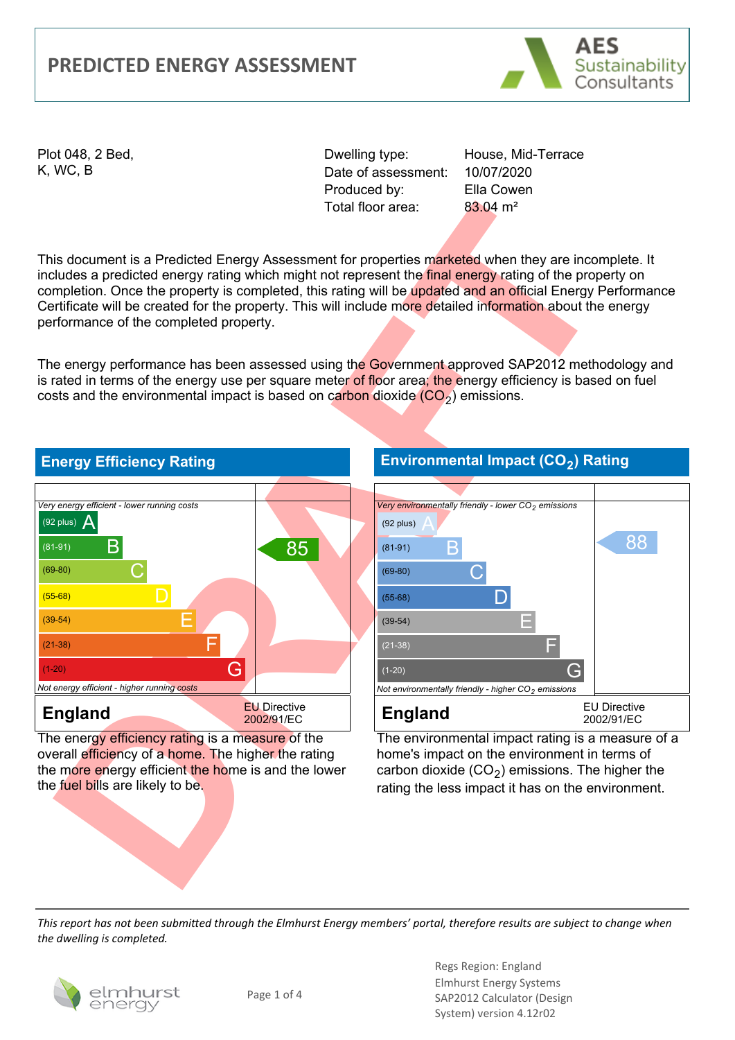# PREDICTED ENERGY ASSESSMENT

AES Sustainability Consultants

Plot 048, 2 Bed,
K, WC, B

| | |
|---|---|
| Dwelling type: | House, Mid-Terrace |
| Date of assessment: | 10/07/2020 |
| Produced by: | Ella Cowen |
| Total floor area: | 83.04 m² |

This document is a Predicted Energy Assessment for properties marketed when they are incomplete. It includes a predicted energy rating which might not represent the final energy rating of the property on completion. Once the property is completed, this rating will be updated and an official Energy Performance Certificate will be created for the property. This will include more detailed information about the energy performance of the completed property.

The energy performance has been assessed using the Government approved SAP2012 methodology and is rated in terms of the energy use per square meter of floor area; the energy efficiency is based on fuel costs and the environmental impact is based on carbon dioxide ($CO_2$) emissions.

## Energy Efficiency Rating

*Very energy efficient - lower running costs*

| Band | Rating | Current |
|---|---|---|
| (92 plus) | A | |
| (81-91) | B | 85 |
| (69-80) | C | |
| (55-68) | D | |
| (39-54) | E | |
| (21-38) | F | |
| (1-20) | G | |

*Not energy efficient - higher running costs*

**England** — EU Directive 2002/91/EC

The energy efficiency rating is a measure of the overall efficiency of a home. The higher the rating the more energy efficient the home is and the lower the fuel bills are likely to be.

## Environmental Impact ($CO_2$) Rating

*Very environmentally friendly - lower $CO_2$ emissions*

| Band | Rating | Current |
|---|---|---|
| (92 plus) | A | |
| (81-91) | B | 88 |
| (69-80) | C | |
| (55-68) | D | |
| (39-54) | E | |
| (21-38) | F | |
| (1-20) | G | |

*Not environmentally friendly - higher $CO_2$ emissions*

**England** — EU Directive 2002/91/EC

The environmental impact rating is a measure of a home's impact on the environment in terms of carbon dioxide ($CO_2$) emissions. The higher the rating the less impact it has on the environment.

DRAFT

*This report has not been submitted through the Elmhurst Energy members' portal, therefore results are subject to change when the dwelling is completed.*

elmhurst energy

Regs Region: England
Elmhurst Energy Systems
SAP2012 Calculator (Design System) version 4.12r02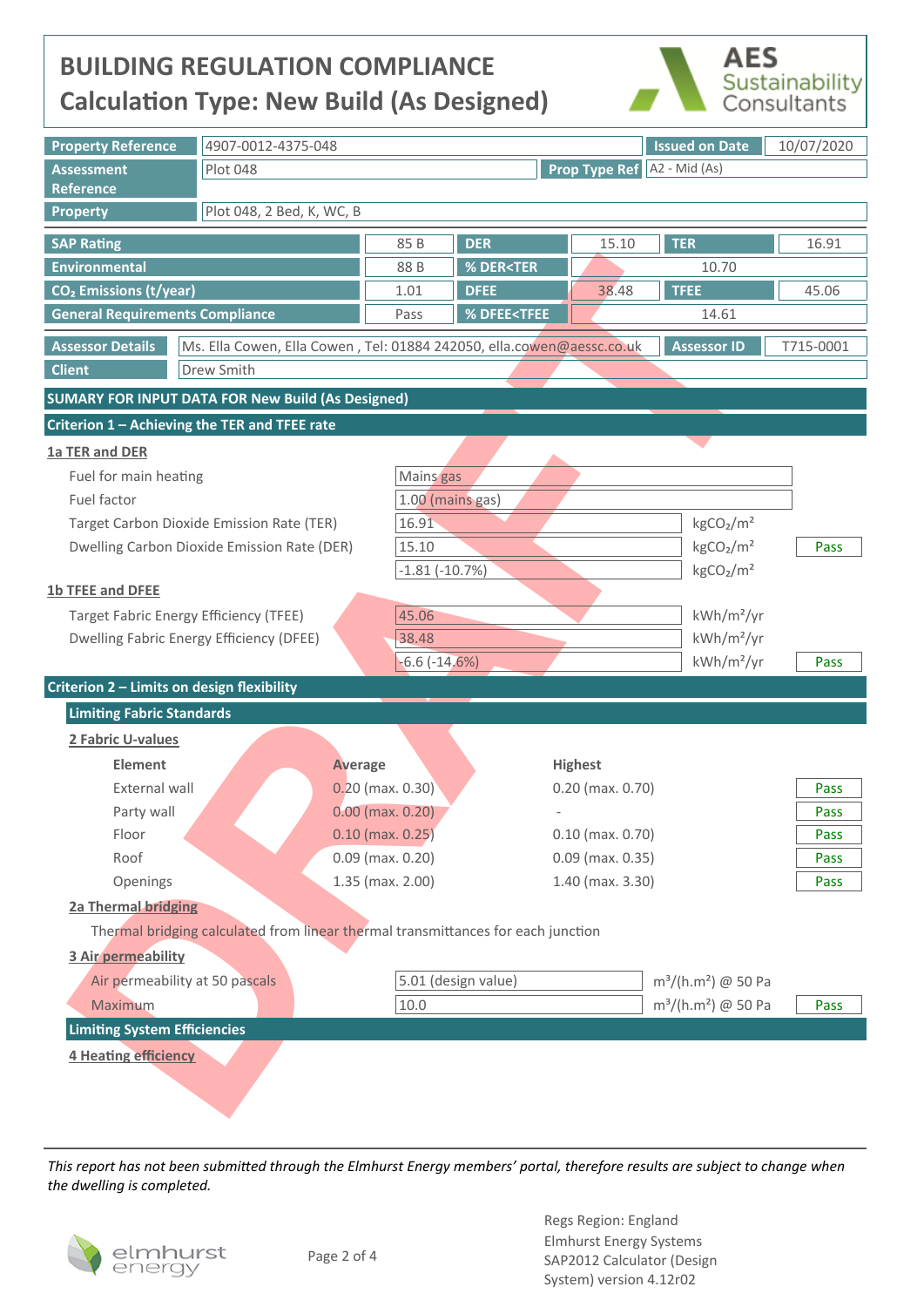# BUILDING REGULATION COMPLIANCE

## Calculation Type: New Build (As Designed)

AES Sustainability Consultants

| | | | |
|---|---|---|---|
| **Property Reference** | 4907-0012-4375-048 | **Issued on Date** | 10/07/2020 |
| **Assessment Reference** | Plot 048 | **Prop Type Ref** | A2 - Mid (As) |
| **Property** | Plot 048, 2 Bed, K, WC, B | | |

| | | | | | |
|---|---|---|---|---|---|
| **SAP Rating** | 85 B | **DER** | 15.10 | **TER** | 16.91 |
| **Environmental** | 88 B | **% DER<TER** | 10.70 | | |
| **$CO_2$ Emissions (t/year)** | 1.01 | **DFEE** | 38.48 | **TFEE** | 45.06 |
| **General Requirements Compliance** | Pass | **% DFEE<TFEE** | 14.61 | | |

| | | | |
|---|---|---|---|
| **Assessor Details** | Ms. Ella Cowen, Ella Cowen , Tel: 01884 242050, ella.cowen@aessc.co.uk | **Assessor ID** | T715-0001 |
| **Client** | Drew Smith | | |

## SUMARY FOR INPUT DATA FOR New Build (As Designed)

### Criterion 1 – Achieving the TER and TFEE rate

**1a TER and DER**

| | | | |
|---|---|---|---|
| Fuel for main heating | Mains gas | | |
| Fuel factor | 1.00 (mains gas) | | |
| Target Carbon Dioxide Emission Rate (TER) | 16.91 | $kgCO_2/m^2$ | |
| Dwelling Carbon Dioxide Emission Rate (DER) | 15.10 | $kgCO_2/m^2$ | Pass |
| | -1.81 (-10.7%) | $kgCO_2/m^2$ | |

**1b TFEE and DFEE**

| | | | |
|---|---|---|---|
| Target Fabric Energy Efficiency (TFEE) | 45.06 | $kWh/m^2/yr$ | |
| Dwelling Fabric Energy Efficiency (DFEE) | 38.48 | $kWh/m^2/yr$ | |
| | -6.6 (-14.6%) | $kWh/m^2/yr$ | Pass |

### Criterion 2 – Limits on design flexibility

#### Limiting Fabric Standards

**2 Fabric U-values**

| Element | Average | Highest | |
|---|---|---|---|
| External wall | 0.20 (max. 0.30) | 0.20 (max. 0.70) | Pass |
| Party wall | 0.00 (max. 0.20) | - | Pass |
| Floor | 0.10 (max. 0.25) | 0.10 (max. 0.70) | Pass |
| Roof | 0.09 (max. 0.20) | 0.09 (max. 0.35) | Pass |
| Openings | 1.35 (max. 2.00) | 1.40 (max. 3.30) | Pass |

**2a Thermal bridging**

Thermal bridging calculated from linear thermal transmittances for each junction

**3 Air permeability**

| | | | |
|---|---|---|---|
| Air permeability at 50 pascals | 5.01 (design value) | $m^3/(h.m^2)$ @ 50 Pa | |
| Maximum | 10.0 | $m^3/(h.m^2)$ @ 50 Pa | Pass |

#### Limiting System Efficiencies

**4 Heating efficiency**

*This report has not been submitted through the Elmhurst Energy members' portal, therefore results are subject to change when the dwelling is completed.*

elmhurst energy

Regs Region: England
Elmhurst Energy Systems
SAP2012 Calculator (Design System) version 4.12r02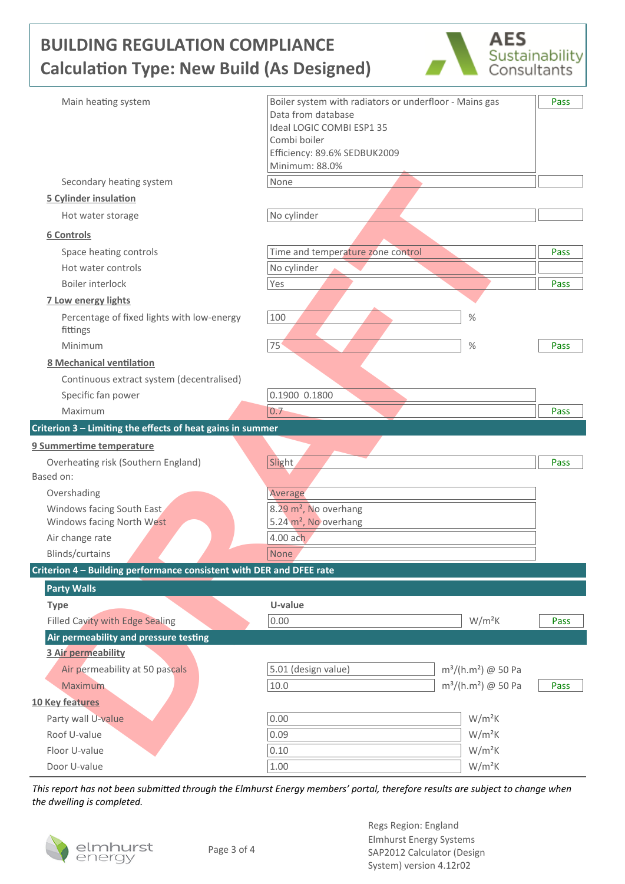# BUILDING REGULATION COMPLIANCE
## Calculation Type: New Build (As Designed)

| | | |
|---|---|---|
| Main heating system | Boiler system with radiators or underfloor - Mains gas<br>Data from database<br>Ideal LOGIC COMBI ESP1 35<br>Combi boiler<br>Efficiency: 89.6% SEDBUK2009<br>Minimum: 88.0% | Pass |
| Secondary heating system | None | |

**5 Cylinder insulation**

| | | |
|---|---|---|
| Hot water storage | No cylinder | |

**6 Controls**

| | | |
|---|---|---|
| Space heating controls | Time and temperature zone control | Pass |
| Hot water controls | No cylinder | |
| Boiler interlock | Yes | Pass |

**7 Low energy lights**

| | | | |
|---|---|---|---|
| Percentage of fixed lights with low-energy fittings | 100 | % | |
| Minimum | 75 | % | Pass |

**8 Mechanical ventilation**

| | | |
|---|---|---|
| Continuous extract system (decentralised) | | |
| Specific fan power | 0.1900 0.1800 | |
| Maximum | 0.7 | Pass |

**Criterion 3 – Limiting the effects of heat gains in summer**

**9 Summertime temperature**

| | | |
|---|---|---|
| Overheating risk (Southern England) | Slight | Pass |

Based on:

| | |
|---|---|
| Overshading | Average |
| Windows facing South East | 8.29 m², No overhang |
| Windows facing North West | 5.24 m², No overhang |
| Air change rate | 4.00 ach |
| Blinds/curtains | None |

**Criterion 4 – Building performance consistent with DER and DFEE rate**

**Party Walls**

| Type | U-value | | |
|---|---|---|---|
| Filled Cavity with Edge Sealing | 0.00 | W/m²K | Pass |

**Air permeability and pressure testing**

**3 Air permeability**

| | | | |
|---|---|---|---|
| Air permeability at 50 pascals | 5.01 (design value) | m³/(h.m²) @ 50 Pa | |
| Maximum | 10.0 | m³/(h.m²) @ 50 Pa | Pass |

**10 Key features**

| | | |
|---|---|---|
| Party wall U-value | 0.00 | W/m²K |
| Roof U-value | 0.09 | W/m²K |
| Floor U-value | 0.10 | W/m²K |
| Door U-value | 1.00 | W/m²K |

*This report has not been submitted through the Elmhurst Energy members' portal, therefore results are subject to change when the dwelling is completed.*

Regs Region: England
Elmhurst Energy Systems
SAP2012 Calculator (Design System) version 4.12r02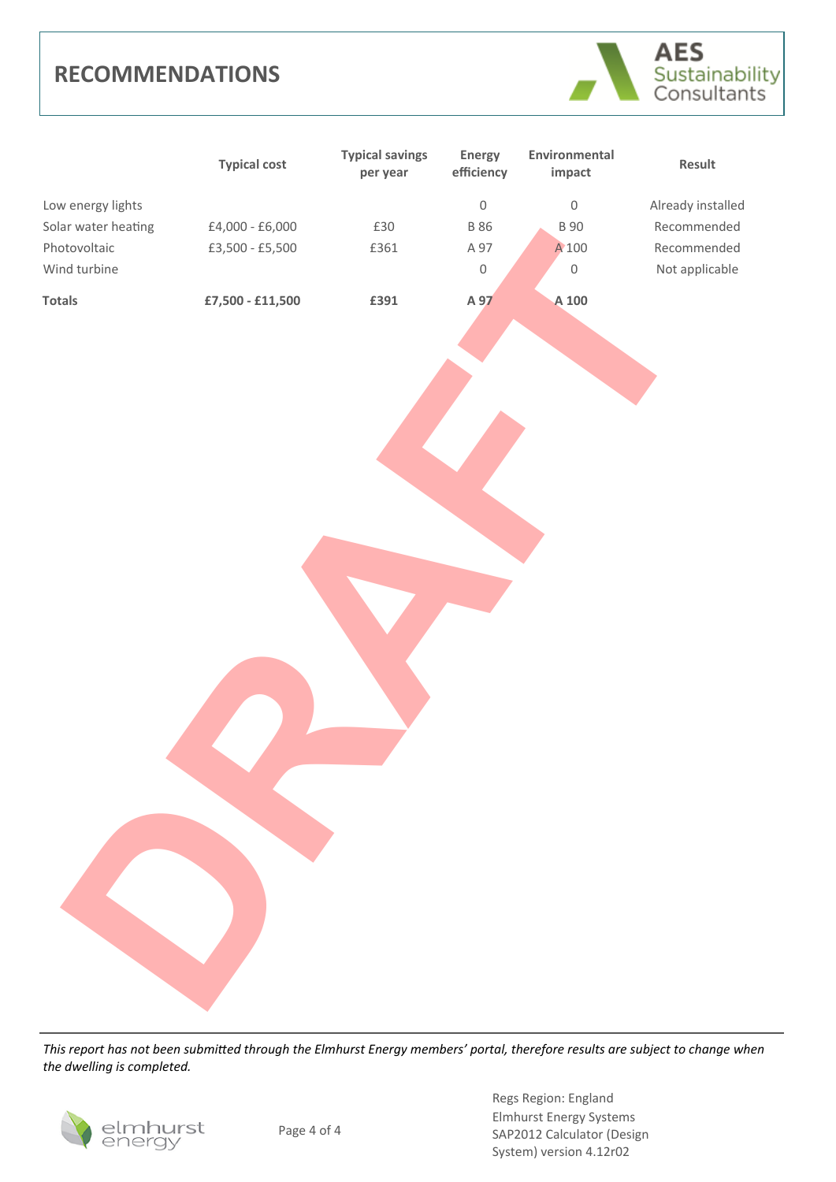# RECOMMENDATIONS

| | Typical cost | Typical savings per year | Energy efficiency | Environmental impact | Result |
|---|---|---|---|---|---|
| Low energy lights | | | 0 | 0 | Already installed |
| Solar water heating | £4,000 - £6,000 | £30 | B 86 | B 90 | Recommended |
| Photovoltaic | £3,500 - £5,500 | £361 | A 97 | A 100 | Recommended |
| Wind turbine | | | 0 | 0 | Not applicable |
| **Totals** | **£7,500 - £11,500** | **£391** | **A 97** | **A 100** | |

DRAFT

*This report has not been submitted through the Elmhurst Energy members' portal, therefore results are subject to change when the dwelling is completed.*

Regs Region: England
Elmhurst Energy Systems
SAP2012 Calculator (Design System) version 4.12r02